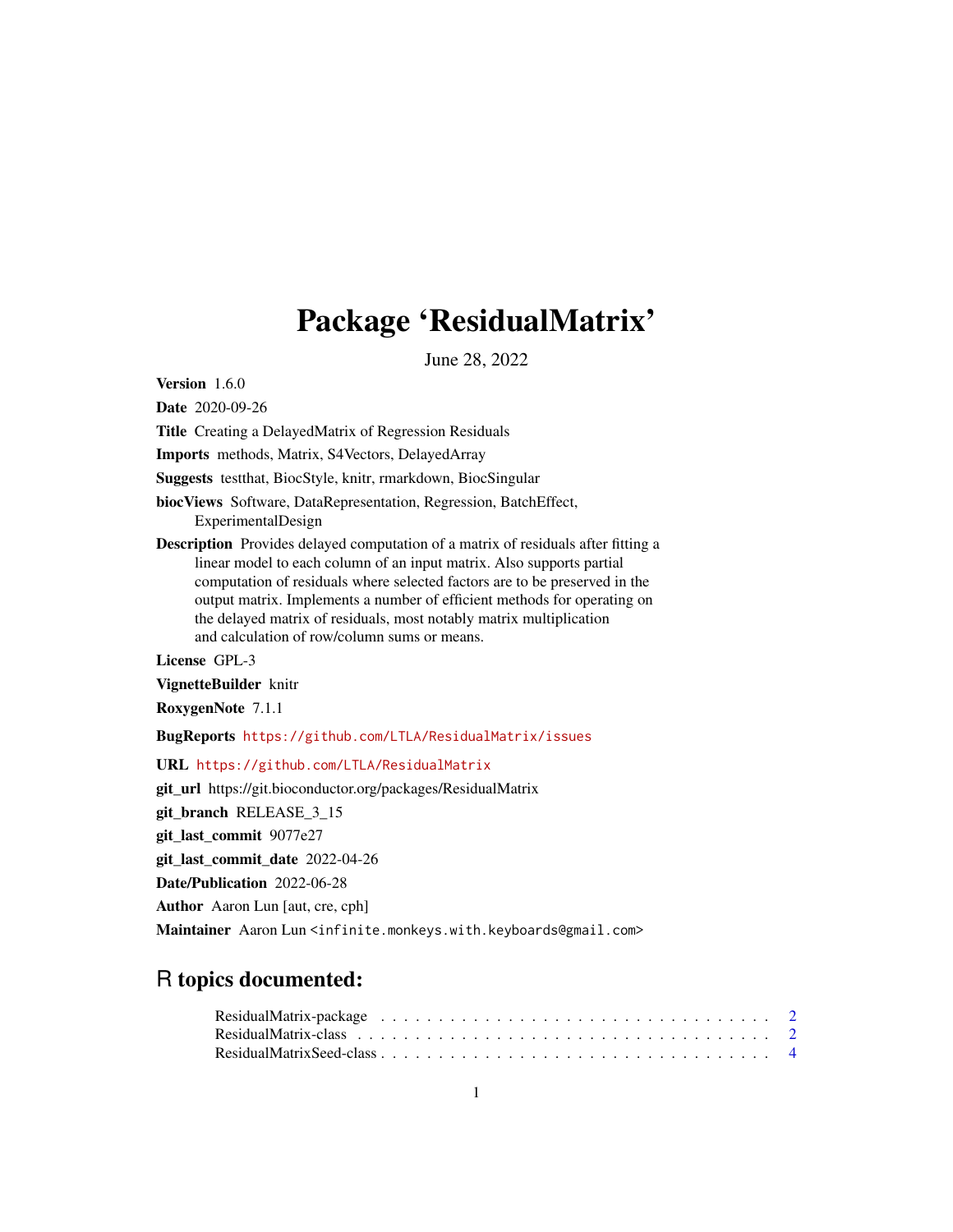# Package 'ResidualMatrix'

June 28, 2022

**Version** 1.6.0

**Date** 2020-09-26

**Title** Creating a DelayedMatrix of Regression Residuals

**Imports** methods, Matrix, S4Vectors, DelayedArray

**Suggests** testthat, BiocStyle, knitr, rmarkdown, BiocSingular

**biocViews** Software, DataRepresentation, Regression, BatchEffect, ExperimentalDesign

**Description** Provides delayed computation of a matrix of residuals after fitting a linear model to each column of an input matrix. Also supports partial computation of residuals where selected factors are to be preserved in the output matrix. Implements a number of efficient methods for operating on the delayed matrix of residuals, most notably matrix multiplication and calculation of row/column sums or means.

**License** GPL-3

**VignetteBuilder** knitr

**RoxygenNote** 7.1.1

**BugReports** https://github.com/LTLA/ResidualMatrix/issues

**URL** https://github.com/LTLA/ResidualMatrix

**git_url** https://git.bioconductor.org/packages/ResidualMatrix

**git_branch** RELEASE_3_15

**git_last_commit** 9077e27

**git_last_commit_date** 2022-04-26

**Date/Publication** 2022-06-28

**Author** Aaron Lun [aut, cre, cph]

**Maintainer** Aaron Lun <infinite.monkeys.with.keyboards@gmail.com>

## R topics documented:

- ResidualMatrix-package . . . . . . . . . . . . . . . . . . . . . . . . . . . . . . . . . 2
- ResidualMatrix-class . . . . . . . . . . . . . . . . . . . . . . . . . . . . . . . . . . . 2
- ResidualMatrixSeed-class . . . . . . . . . . . . . . . . . . . . . . . . . . . . . . . . 4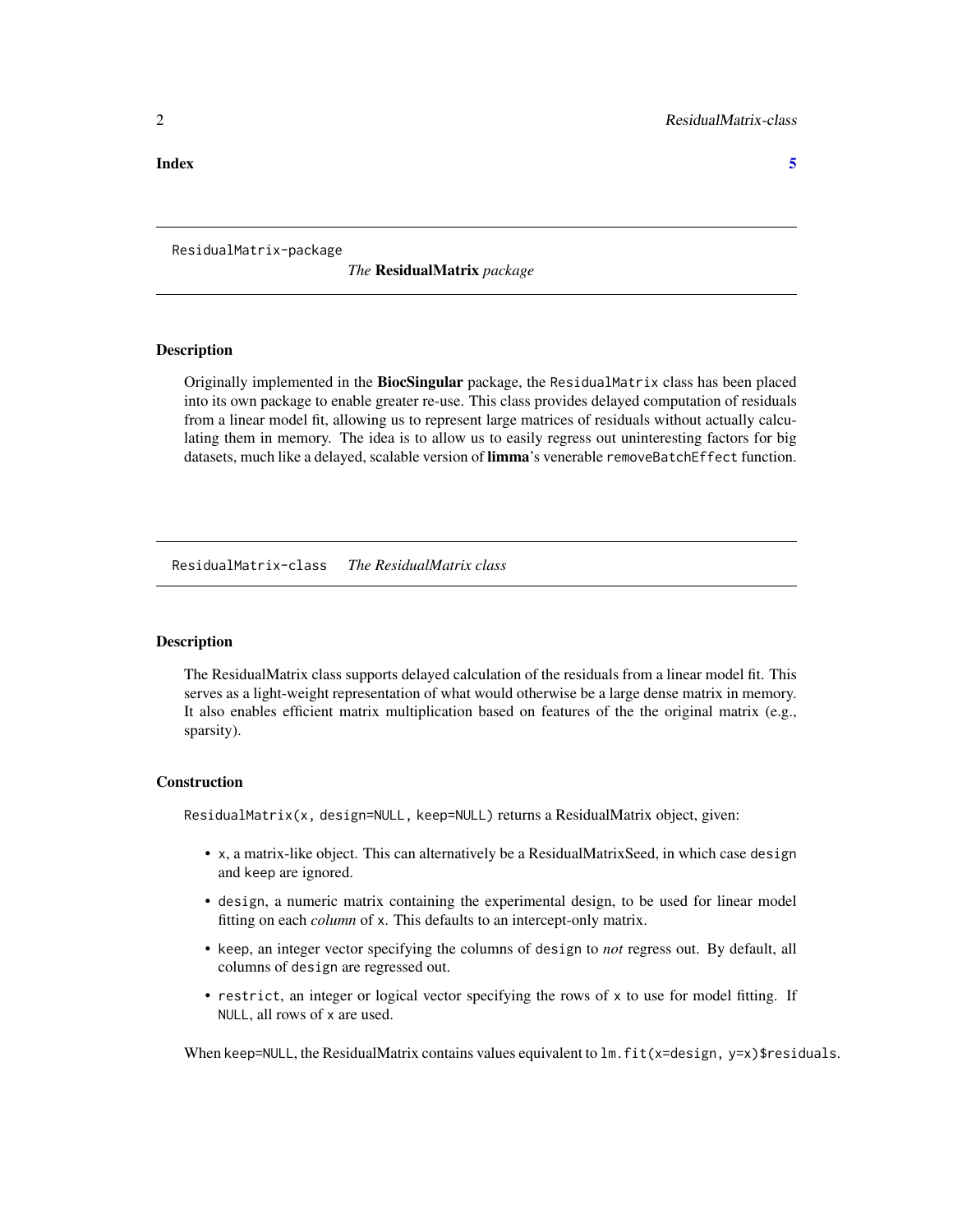**Index** **5**

---

ResidualMatrix-package &nbsp;&nbsp;&nbsp;&nbsp; *The* **ResidualMatrix** *package*

---

### Description

Originally implemented in the **BiocSingular** package, the `ResidualMatrix` class has been placed into its own package to enable greater re-use. This class provides delayed computation of residuals from a linear model fit, allowing us to represent large matrices of residuals without actually calculating them in memory. The idea is to allow us to easily regress out uninteresting factors for big datasets, much like a delayed, scalable version of **limma**'s venerable `removeBatchEffect` function.

---

ResidualMatrix-class &nbsp;&nbsp;&nbsp;&nbsp; *The ResidualMatrix class*

---

### Description

The ResidualMatrix class supports delayed calculation of the residuals from a linear model fit. This serves as a light-weight representation of what would otherwise be a large dense matrix in memory. It also enables efficient matrix multiplication based on features of the the original matrix (e.g., sparsity).

### Construction

`ResidualMatrix(x, design=NULL, keep=NULL)` returns a ResidualMatrix object, given:

- `x`, a matrix-like object. This can alternatively be a ResidualMatrixSeed, in which case `design` and `keep` are ignored.
- `design`, a numeric matrix containing the experimental design, to be used for linear model fitting on each *column* of `x`. This defaults to an intercept-only matrix.
- `keep`, an integer vector specifying the columns of `design` to *not* regress out. By default, all columns of `design` are regressed out.
- `restrict`, an integer or logical vector specifying the rows of `x` to use for model fitting. If `NULL`, all rows of `x` are used.

When `keep=NULL`, the ResidualMatrix contains values equivalent to `lm.fit(x=design, y=x)$residuals`.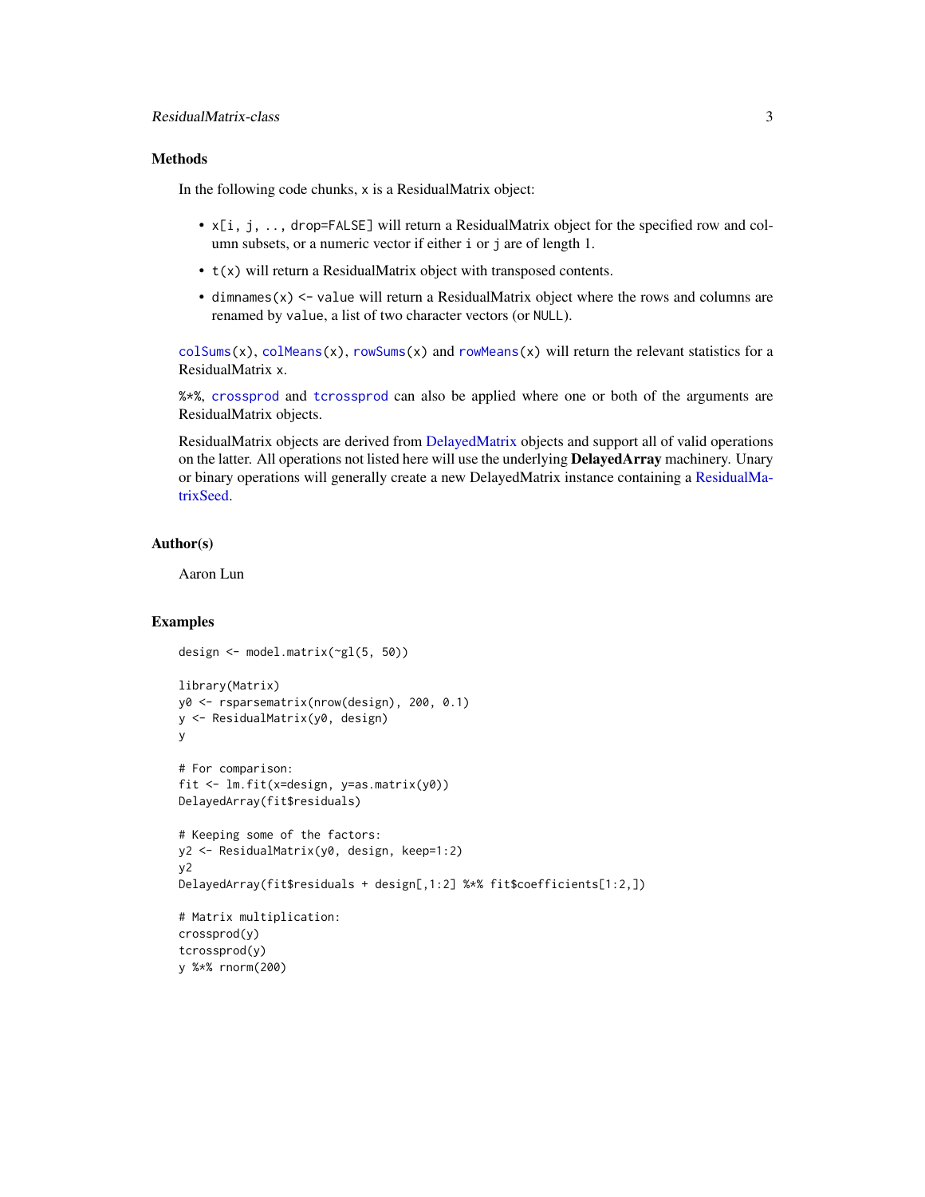## Methods

In the following code chunks, `x` is a ResidualMatrix object:

- `x[i, j, .., drop=FALSE]` will return a ResidualMatrix object for the specified row and column subsets, or a numeric vector if either `i` or `j` are of length 1.
- `t(x)` will return a ResidualMatrix object with transposed contents.
- `dimnames(x) <- value` will return a ResidualMatrix object where the rows and columns are renamed by `value`, a list of two character vectors (or `NULL`).

`colSums(x)`, `colMeans(x)`, `rowSums(x)` and `rowMeans(x)` will return the relevant statistics for a ResidualMatrix `x`.

`%*%`, `crossprod` and `tcrossprod` can also be applied where one or both of the arguments are ResidualMatrix objects.

ResidualMatrix objects are derived from DelayedMatrix objects and support all of valid operations on the latter. All operations not listed here will use the underlying **DelayedArray** machinery. Unary or binary operations will generally create a new DelayedMatrix instance containing a ResidualMatrixSeed.

## Author(s)

Aaron Lun

## Examples

```
design <- model.matrix(~gl(5, 50))

library(Matrix)
y0 <- rsparsematrix(nrow(design), 200, 0.1)
y <- ResidualMatrix(y0, design)
y

# For comparison:
fit <- lm.fit(x=design, y=as.matrix(y0))
DelayedArray(fit$residuals)

# Keeping some of the factors:
y2 <- ResidualMatrix(y0, design, keep=1:2)
y2
DelayedArray(fit$residuals + design[,1:2] %*% fit$coefficients[1:2,])

# Matrix multiplication:
crossprod(y)
tcrossprod(y)
y %*% rnorm(200)
```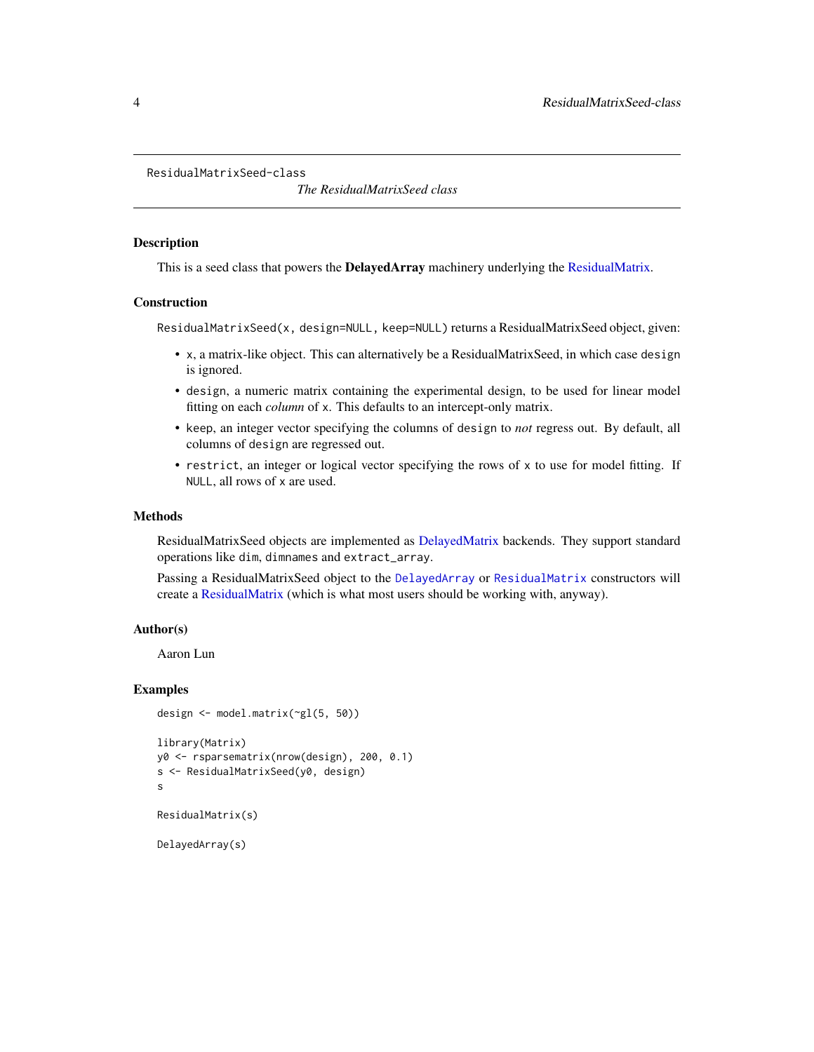ResidualMatrixSeed-class

*The ResidualMatrixSeed class*

## Description

This is a seed class that powers the **DelayedArray** machinery underlying the ResidualMatrix.

## Construction

`ResidualMatrixSeed(x, design=NULL, keep=NULL)` returns a ResidualMatrixSeed object, given:

- `x`, a matrix-like object. This can alternatively be a ResidualMatrixSeed, in which case `design` is ignored.
- `design`, a numeric matrix containing the experimental design, to be used for linear model fitting on each *column* of `x`. This defaults to an intercept-only matrix.
- `keep`, an integer vector specifying the columns of `design` to *not* regress out. By default, all columns of `design` are regressed out.
- `restrict`, an integer or logical vector specifying the rows of `x` to use for model fitting. If `NULL`, all rows of `x` are used.

## Methods

ResidualMatrixSeed objects are implemented as DelayedMatrix backends. They support standard operations like `dim`, `dimnames` and `extract_array`.

Passing a ResidualMatrixSeed object to the `DelayedArray` or `ResidualMatrix` constructors will create a ResidualMatrix (which is what most users should be working with, anyway).

## Author(s)

Aaron Lun

## Examples

```
design <- model.matrix(~gl(5, 50))

library(Matrix)
y0 <- rsparsematrix(nrow(design), 200, 0.1)
s <- ResidualMatrixSeed(y0, design)
s

ResidualMatrix(s)

DelayedArray(s)
```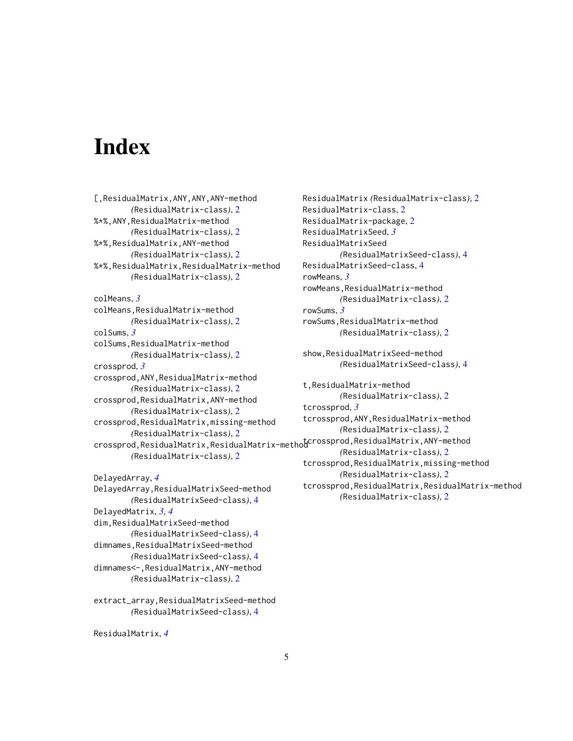# Index

[,ResidualMatrix,ANY,ANY,ANY-method *(ResidualMatrix-class)*, 2

%*%,ANY,ResidualMatrix-method *(ResidualMatrix-class)*, 2

%*%,ResidualMatrix,ANY-method *(ResidualMatrix-class)*, 2

%*%,ResidualMatrix,ResidualMatrix-method *(ResidualMatrix-class)*, 2

colMeans, *3*

colMeans,ResidualMatrix-method *(ResidualMatrix-class)*, 2

colSums, *3*

colSums,ResidualMatrix-method *(ResidualMatrix-class)*, 2

crossprod, *3*

crossprod,ANY,ResidualMatrix-method *(ResidualMatrix-class)*, 2

crossprod,ResidualMatrix,ANY-method *(ResidualMatrix-class)*, 2

crossprod,ResidualMatrix,missing-method *(ResidualMatrix-class)*, 2

crossprod,ResidualMatrix,ResidualMatrix-method *(ResidualMatrix-class)*, 2

DelayedArray, *4*

DelayedArray,ResidualMatrixSeed-method *(ResidualMatrixSeed-class)*, 4

DelayedMatrix, *3, 4*

dim,ResidualMatrixSeed-method *(ResidualMatrixSeed-class)*, 4

dimnames,ResidualMatrixSeed-method *(ResidualMatrixSeed-class)*, 4

dimnames<-,ResidualMatrix,ANY-method *(ResidualMatrix-class)*, 2

extract_array,ResidualMatrixSeed-method *(ResidualMatrixSeed-class)*, 4

ResidualMatrix, *4*

ResidualMatrix *(ResidualMatrix-class)*, 2

ResidualMatrix-class, 2

ResidualMatrix-package, 2

ResidualMatrixSeed, *3*

ResidualMatrixSeed *(ResidualMatrixSeed-class)*, 4

ResidualMatrixSeed-class, 4

rowMeans, *3*

rowMeans,ResidualMatrix-method *(ResidualMatrix-class)*, 2

rowSums, *3*

rowSums,ResidualMatrix-method *(ResidualMatrix-class)*, 2

show,ResidualMatrixSeed-method *(ResidualMatrixSeed-class)*, 4

t,ResidualMatrix-method *(ResidualMatrix-class)*, 2

tcrossprod, *3*

tcrossprod,ANY,ResidualMatrix-method *(ResidualMatrix-class)*, 2

tcrossprod,ResidualMatrix,ANY-method *(ResidualMatrix-class)*, 2

tcrossprod,ResidualMatrix,missing-method *(ResidualMatrix-class)*, 2

tcrossprod,ResidualMatrix,ResidualMatrix-method *(ResidualMatrix-class)*, 2